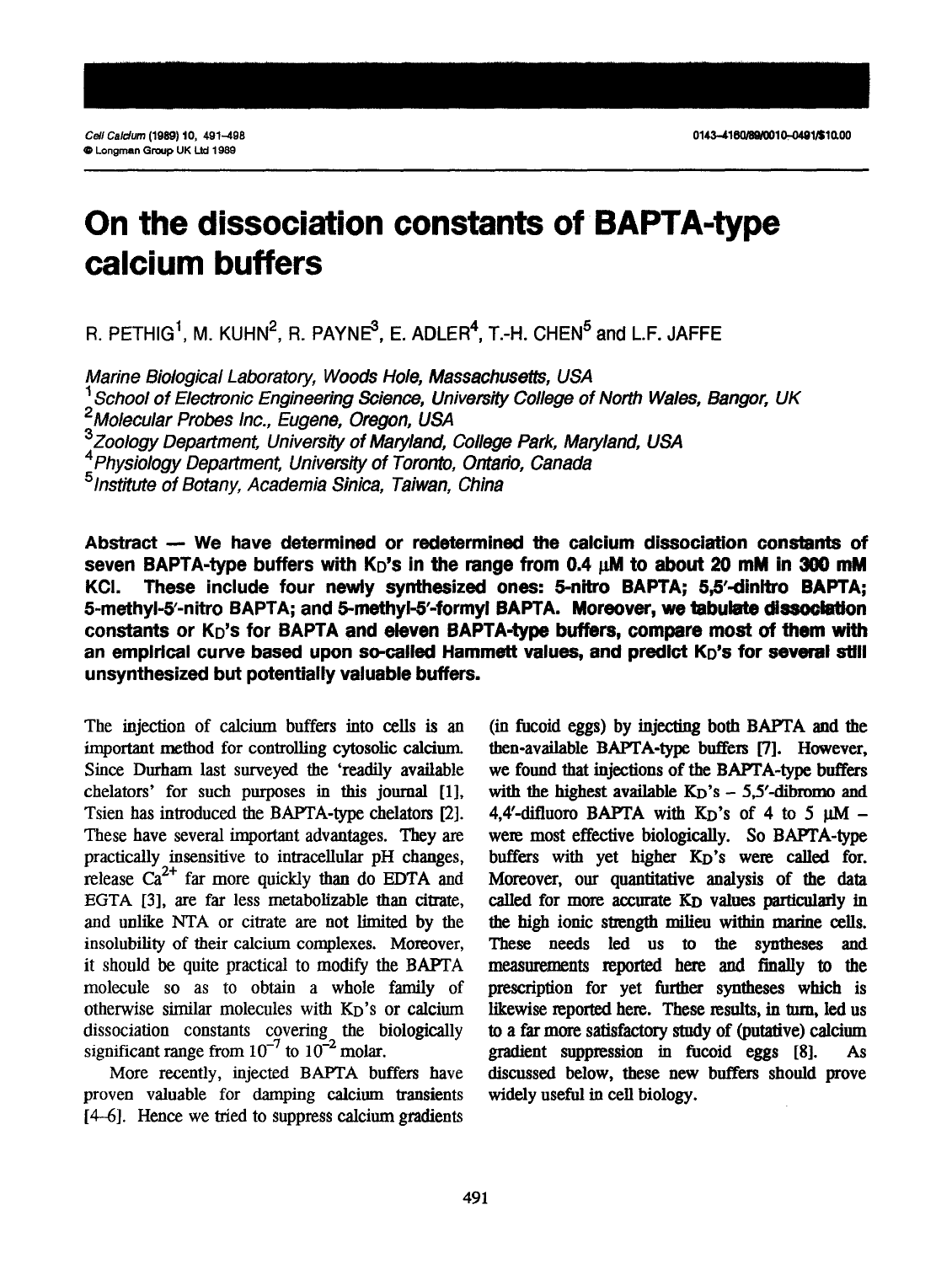# On the dissociation constants of BAPTA-type calcium buffers

R. PETHIG[1], M. KUHN[2], R. PAYNE[3], E. ADLER[4], T.-H. CHEN[5] and L.F. JAFFE

*Marine Biological Laboratory, Woods Hole, Massachusetts, USA*
*[1] School of Electronic Engineering Science, University College of North Wales, Bangor, UK*
*[2] Molecular Probes Inc., Eugene, Oregon, USA*
*[3] Zoology Department, University of Maryland, College Park, Maryland, USA*
*[4] Physiology Department, University of Toronto, Ontario, Canada*
*[5] Institute of Botany, Academia Sinica, Taiwan, China*

**Abstract — We have determined or redetermined the calcium dissociation constants of seven BAPTA-type buffers with $K_D$'s in the range from 0.4 μM to about 20 mM in 300 mM KCl. These include four newly synthesized ones: 5-nitro BAPTA; 5,5′-dinitro BAPTA; 5-methyl-5′-nitro BAPTA; and 5-methyl-5′-formyl BAPTA. Moreover, we tabulate dissociation constants or $K_D$'s for BAPTA and eleven BAPTA-type buffers, compare most of them with an empirical curve based upon so-called Hammett values, and predict $K_D$'s for several still unsynthesized but potentially valuable buffers.**

The injection of calcium buffers into cells is an important method for controlling cytosolic calcium. Since Durham last surveyed the 'readily available chelators' for such purposes in this journal [1], Tsien has introduced the BAPTA-type chelators [2]. These have several important advantages. They are practically insensitive to intracellular pH changes, release $Ca^{2+}$ far more quickly than do EDTA and EGTA [3], are far less metabolizable than citrate, and unlike NTA or citrate are not limited by the insolubility of their calcium complexes. Moreover, it should be quite practical to modify the BAPTA molecule so as to obtain a whole family of otherwise similar molecules with $K_D$'s or calcium dissociation constants covering the biologically significant range from $10^{-7}$ to $10^{-2}$ molar.

More recently, injected BAPTA buffers have proven valuable for damping calcium transients [4–6]. Hence we tried to suppress calcium gradients (in fucoid eggs) by injecting both BAPTA and the then-available BAPTA-type buffers [7]. However, we found that injections of the BAPTA-type buffers with the highest available $K_D$'s – 5,5′-dibromo and 4,4′-difluoro BAPTA with $K_D$'s of 4 to 5 μM – were most effective biologically. So BAPTA-type buffers with yet higher $K_D$'s were called for. Moreover, our quantitative analysis of the data called for more accurate $K_D$ values particularly in the high ionic strength milieu within marine cells. These needs led us to the syntheses and measurements reported here and finally to the prescription for yet further syntheses which is likewise reported here. These results, in turn, led us to a far more satisfactory study of (putative) calcium gradient suppression in fucoid eggs [8]. As discussed below, these new buffers should prove widely useful in cell biology.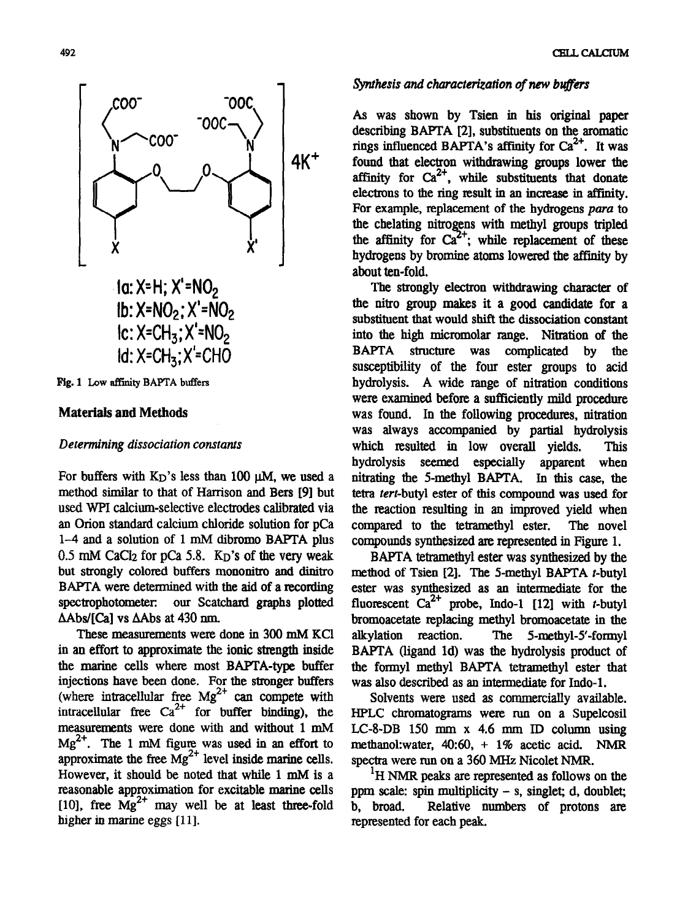Ia: X=H; X'=$NO_2$

Ib: X=$NO_2$; X'=$NO_2$

Ic: X=$CH_3$; X'=$NO_2$

Id: X=$CH_3$; X'=CHO

Fig. 1 Low affinity BAPTA buffers

## Materials and Methods

### *Determining dissociation constants*

For buffers with $K_D$'s less than 100 μM, we used a method similar to that of Harrison and Bers [9] but used WPI calcium-selective electrodes calibrated via an Orion standard calcium chloride solution for pCa 1–4 and a solution of 1 mM dibromo BAPTA plus 0.5 mM $CaCl_2$ for pCa 5.8. $K_D$'s of the very weak but strongly colored buffers mononitro and dinitro BAPTA were determined with the aid of a recording spectrophotometer: our Scatchard graphs plotted ΔAbs/[Ca] vs ΔAbs at 430 nm.

These measurements were done in 300 mM KCl in an effort to approximate the ionic strength inside the marine cells where most BAPTA-type buffer injections have been done. For the stronger buffers (where intracellular free $Mg^{2+}$ can compete with intracellular free $Ca^{2+}$ for buffer binding), the measurements were done with and without 1 mM $Mg^{2+}$. The 1 mM figure was used in an effort to approximate the free $Mg^{2+}$ level inside marine cells. However, it should be noted that while 1 mM is a reasonable approximation for excitable marine cells [10], free $Mg^{2+}$ may well be at least three-fold higher in marine eggs [11].

### *Synthesis and characterization of new buffers*

As was shown by Tsien in his original paper describing BAPTA [2], substituents on the aromatic rings influenced BAPTA's affinity for $Ca^{2+}$. It was found that electron withdrawing groups lower the affinity for $Ca^{2+}$, while substituents that donate electrons to the ring result in an increase in affinity. For example, replacement of the hydrogens *para* to the chelating nitrogens with methyl groups tripled the affinity for $Ca^{2+}$; while replacement of these hydrogens by bromine atoms lowered the affinity by about ten-fold.

The strongly electron withdrawing character of the nitro group makes it a good candidate for a substituent that would shift the dissociation constant into the high micromolar range. Nitration of the BAPTA structure was complicated by the susceptibility of the four ester groups to acid hydrolysis. A wide range of nitration conditions were examined before a sufficiently mild procedure was found. In the following procedures, nitration was always accompanied by partial hydrolysis which resulted in low overall yields. This hydrolysis seemed especially apparent when nitrating the 5-methyl BAPTA. In this case, the tetra *tert*-butyl ester of this compound was used for the reaction resulting in an improved yield when compared to the tetramethyl ester. The novel compounds synthesized are represented in Figure 1.

BAPTA tetramethyl ester was synthesized by the method of Tsien [2]. The 5-methyl BAPTA *t*-butyl ester was synthesized as an intermediate for the fluorescent $Ca^{2+}$ probe, Indo-1 [12] with *t*-butyl bromoacetate replacing methyl bromoacetate in the alkylation reaction. The 5-methyl-5'-formyl BAPTA (ligand Id) was the hydrolysis product of the formyl methyl BAPTA tetramethyl ester that was also described as an intermediate for Indo-1.

Solvents were used as commercially available. HPLC chromatograms were run on a Supelcosil LC-8-DB 150 mm x 4.6 mm ID column using methanol:water, 40:60, + 1% acetic acid. NMR spectra were run on a 360 MHz Nicolet NMR.

$^1$H NMR peaks are represented as follows on the ppm scale: spin multiplicity – s, singlet; d, doublet; b, broad. Relative numbers of protons are represented for each peak.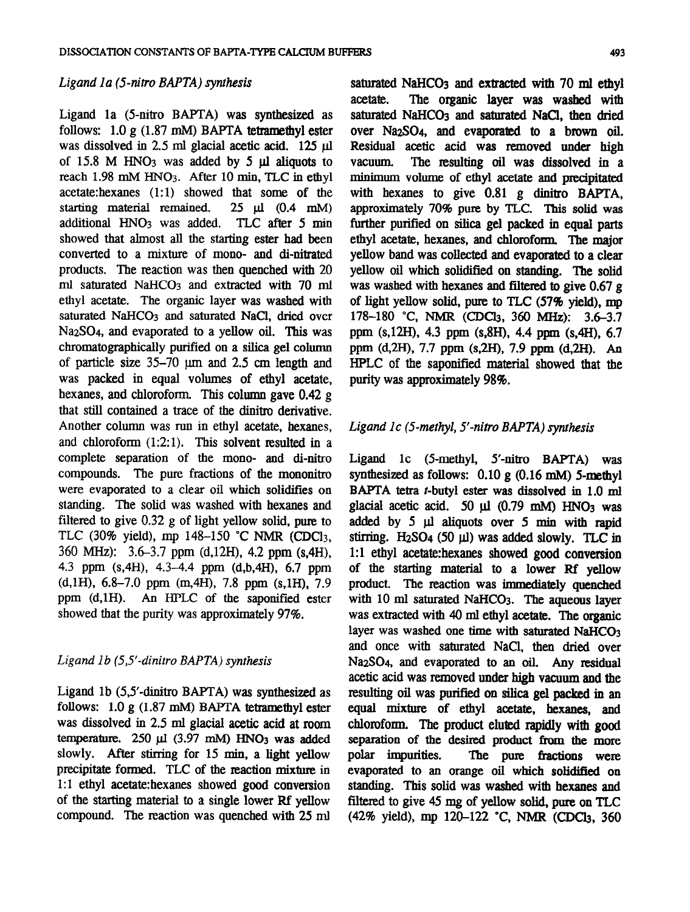### *Ligand 1a (5-nitro BAPTA) synthesis*

Ligand 1a (5-nitro BAPTA) was synthesized as follows: 1.0 g (1.87 mM) BAPTA tetramethyl ester was dissolved in 2.5 ml glacial acetic acid. 125 µl of 15.8 M $HNO_3$ was added by 5 µl aliquots to reach 1.98 mM $HNO_3$. After 10 min, TLC in ethyl acetate:hexanes (1:1) showed that some of the starting material remained. 25 µl (0.4 mM) additional $HNO_3$ was added. TLC after 5 min showed that almost all the starting ester had been converted to a mixture of mono- and di-nitrated products. The reaction was then quenched with 20 ml saturated $NaHCO_3$ and extracted with 70 ml ethyl acetate. The organic layer was washed with saturated $NaHCO_3$ and saturated NaCl, dried over $Na_2SO_4$, and evaporated to a yellow oil. This was chromatographically purified on a silica gel column of particle size 35–70 µm and 2.5 cm length and was packed in equal volumes of ethyl acetate, hexanes, and chloroform. This column gave 0.42 g that still contained a trace of the dinitro derivative. Another column was run in ethyl acetate, hexanes, and chloroform (1:2:1). This solvent resulted in a complete separation of the mono- and di-nitro compounds. The pure fractions of the mononitro were evaporated to a clear oil which solidifies on standing. The solid was washed with hexanes and filtered to give 0.32 g of light yellow solid, pure to TLC (30% yield), mp 148–150 °C NMR ($CDCl_3$, 360 MHz): 3.6–3.7 ppm (d,12H), 4.2 ppm (s,4H), 4.3 ppm (s,4H), 4.3–4.4 ppm (d,b,4H), 6.7 ppm (d,1H), 6.8–7.0 ppm (m,4H), 7.8 ppm (s,1H), 7.9 ppm (d,1H). An HPLC of the saponified ester showed that the purity was approximately 97%.

### *Ligand 1b (5,5′-dinitro BAPTA) synthesis*

Ligand 1b (5,5′-dinitro BAPTA) was synthesized as follows: 1.0 g (1.87 mM) BAPTA tetramethyl ester was dissolved in 2.5 ml glacial acetic acid at room temperature. 250 µl (3.97 mM) $HNO_3$ was added slowly. After stirring for 15 min, a light yellow precipitate formed. TLC of the reaction mixture in 1:1 ethyl acetate:hexanes showed good conversion of the starting material to a single lower Rf yellow compound. The reaction was quenched with 25 ml saturated $NaHCO_3$ and extracted with 70 ml ethyl acetate. The organic layer was washed with saturated $NaHCO_3$ and saturated NaCl, then dried over $Na_2SO_4$, and evaporated to a brown oil. Residual acetic acid was removed under high vacuum. The resulting oil was dissolved in a minimum volume of ethyl acetate and precipitated with hexanes to give 0.81 g dinitro BAPTA, approximately 70% pure by TLC. This solid was further purified on silica gel packed in equal parts ethyl acetate, hexanes, and chloroform. The major yellow band was collected and evaporated to a clear yellow oil which solidified on standing. The solid was washed with hexanes and filtered to give 0.67 g of light yellow solid, pure to TLC (57% yield), mp 178–180 °C, NMR ($CDCl_3$, 360 MHz): 3.6–3.7 ppm (s,12H), 4.3 ppm (s,8H), 4.4 ppm (s,4H), 6.7 ppm (d,2H), 7.7 ppm (s,2H), 7.9 ppm (d,2H). An HPLC of the saponified material showed that the purity was approximately 98%.

### *Ligand 1c (5-methyl, 5′-nitro BAPTA) synthesis*

Ligand 1c (5-methyl, 5′-nitro BAPTA) was synthesized as follows: 0.10 g (0.16 mM) 5-methyl BAPTA tetra *t*-butyl ester was dissolved in 1.0 ml glacial acetic acid. 50 µl (0.79 mM) $HNO_3$ was added by 5 µl aliquots over 5 min with rapid stirring. $H_2SO_4$ (50 µl) was added slowly. TLC in 1:1 ethyl acetate:hexanes showed good conversion of the starting material to a lower Rf yellow product. The reaction was immediately quenched with 10 ml saturated $NaHCO_3$. The aqueous layer was extracted with 40 ml ethyl acetate. The organic layer was washed one time with saturated $NaHCO_3$ and once with saturated NaCl, then dried over $Na_2SO_4$, and evaporated to an oil. Any residual acetic acid was removed under high vacuum and the resulting oil was purified on silica gel packed in an equal mixture of ethyl acetate, hexanes, and chloroform. The product eluted rapidly with good separation of the desired product from the more polar impurities. The pure fractions were evaporated to an orange oil which solidified on standing. This solid was washed with hexanes and filtered to give 45 mg of yellow solid, pure on TLC (42% yield), mp 120–122 °C, NMR ($CDCl_3$, 360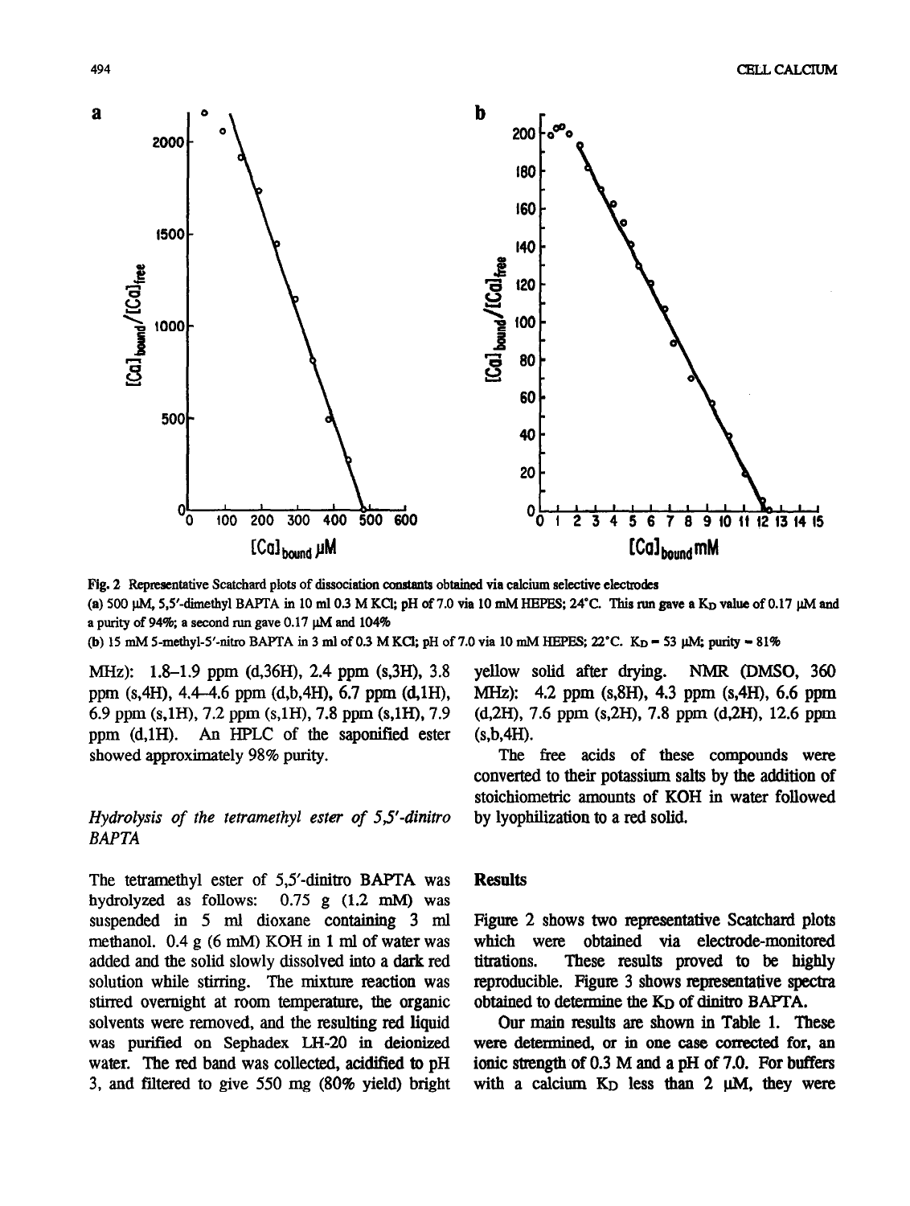Fig. 2 Representative Scatchard plots of dissociation constants obtained via calcium selective electrodes

(a) 500 μM, 5,5′-dimethyl BAPTA in 10 ml 0.3 M KCl; pH of 7.0 via 10 mM HEPES; 24°C. This run gave a $K_D$ value of 0.17 μM and a purity of 94%; a second run gave 0.17 μM and 104%

(b) 15 mM 5-methyl-5′-nitro BAPTA in 3 ml of 0.3 M KCl; pH of 7.0 via 10 mM HEPES; 22°C. $K_D$ = 53 μM; purity = 81%

MHz): 1.8–1.9 ppm (d,36H), 2.4 ppm (s,3H), 3.8 ppm (s,4H), 4.4–4.6 ppm (d,b,4H), 6.7 ppm (d,1H), 6.9 ppm (s,1H), 7.2 ppm (s,1H), 7.8 ppm (s,1H), 7.9 ppm (d,1H). An HPLC of the saponified ester showed approximately 98% purity.

### *Hydrolysis of the tetramethyl ester of 5,5′-dinitro BAPTA*

The tetramethyl ester of 5,5′-dinitro BAPTA was hydrolyzed as follows: 0.75 g (1.2 mM) was suspended in 5 ml dioxane containing 3 ml methanol. 0.4 g (6 mM) KOH in 1 ml of water was added and the solid slowly dissolved into a dark red solution while stirring. The mixture reaction was stirred overnight at room temperature, the organic solvents were removed, and the resulting red liquid was purified on Sephadex LH-20 in deionized water. The red band was collected, acidified to pH 3, and filtered to give 550 mg (80% yield) bright yellow solid after drying. NMR (DMSO, 360 MHz): 4.2 ppm (s,8H), 4.3 ppm (s,4H), 6.6 ppm (d,2H), 7.6 ppm (s,2H), 7.8 ppm (d,2H), 12.6 ppm (s,b,4H).

The free acids of these compounds were converted to their potassium salts by the addition of stoichiometric amounts of KOH in water followed by lyophilization to a red solid.

## Results

Figure 2 shows two representative Scatchard plots which were obtained via electrode-monitored titrations. These results proved to be highly reproducible. Figure 3 shows representative spectra obtained to determine the $K_D$ of dinitro BAPTA.

Our main results are shown in Table 1. These were determined, or in one case corrected for, an ionic strength of 0.3 M and a pH of 7.0. For buffers with a calcium $K_D$ less than 2 μM, they were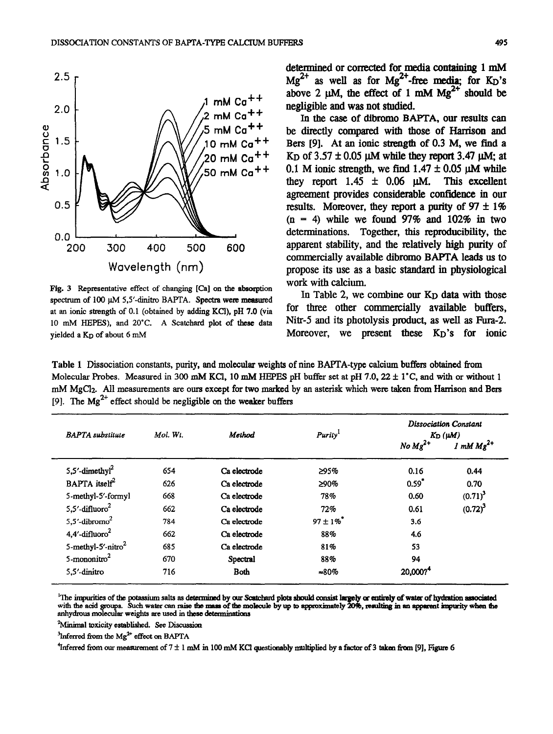Fig. 3 Representative effect of changing [Ca] on the absorption spectrum of 100 μM 5,5′-dinitro BAPTA. Spectra were measured at an ionic strength of 0.1 (obtained by adding KCl), pH 7.0 (via 10 mM HEPES), and 20°C. A Scatchard plot of these data yielded a $K_D$ of about 6 mM

determined or corrected for media containing 1 mM $Mg^{2+}$ as well as for $Mg^{2+}$-free media; for $K_D$'s above 2 μM, the effect of 1 mM $Mg^{2+}$ should be negligible and was not studied.

In the case of dibromo BAPTA, our results can be directly compared with those of Harrison and Bers [9]. At an ionic strength of 0.3 M, we find a $K_D$ of 3.57 ± 0.05 μM while they report 3.47 μM; at 0.1 M ionic strength, we find 1.47 ± 0.05 μM while they report 1.45 ± 0.06 μM. This excellent agreement provides considerable confidence in our results. Moreover, they report a purity of 97 ± 1% (n = 4) while we found 97% and 102% in two determinations. Together, this reproducibility, the apparent stability, and the relatively high purity of commercially available dibromo BAPTA leads us to propose its use as a basic standard in physiological work with calcium.

In Table 2, we combine our $K_D$ data with those for three other commercially available buffers, Nitr-5 and its photolysis product, as well as Fura-2. Moreover, we present these $K_D$'s for ionic

Table 1 Dissociation constants, purity, and molecular weights of nine BAPTA-type calcium buffers obtained from Molecular Probes. Measured in 300 mM KCl, 10 mM HEPES pH buffer set at pH 7.0, 22 ± 1°C, and with or without 1 mM $MgCl_2$. All measurements are ours except for two marked by an asterisk which were taken from Harrison and Bers [9]. The $Mg^{2+}$ effect should be negligible on the weaker buffers

| *BAPTA substitute* | *Mol. Wt.* | *Method* | *Purity*[1] | *Dissociation Constant $K_D$ (μM)* | |
|---|---|---|---|---|---|
| | | | | *No $Mg^{2+}$* | *1 mM $Mg^{2+}$* |
| 5,5′-dimethyl[2] | 654 | Ca electrode | ≥95% | 0.16 | 0.44 |
| BAPTA itself[2] | 626 | Ca electrode | ≥90% | 0.59* | 0.70 |
| 5-methyl-5′-formyl | 668 | Ca electrode | 78% | 0.60 | (0.71)[3] |
| 5,5′-difluoro[2] | 662 | Ca electrode | 72% | 0.61 | (0.72)[3] |
| 5,5′-dibromo[2] | 784 | Ca electrode | 97 ± 1%* | 3.6 | |
| 4,4′-difluoro[2] | 662 | Ca electrode | 88% | 4.6 | |
| 5-methyl-5′-nitro[2] | 685 | Ca electrode | 81% | 53 | |
| 5-mononitro[2] | 670 | Spectral | 88% | 94 | |
| 5,5′-dinitro | 716 | Both | ≈80% | 20,000?[4] | |

[1]The impurities of the potassium salts as determined by our Scatchard plots should consist largely or entirely of water of hydration associated with the acid groups. Such water can raise the mass of the molecule by up to approximately 20%, resulting in an apparent impurity when the anhydrous molecular weights are used in these determinations

[2]Minimal toxicity established. See Discussion

[3]Inferred from the $Mg^{2+}$ effect on BAPTA

[4]Inferred from our measurement of 7 ± 1 mM in 100 mM KCl questionably multiplied by a factor of 3 taken from [9], Figure 6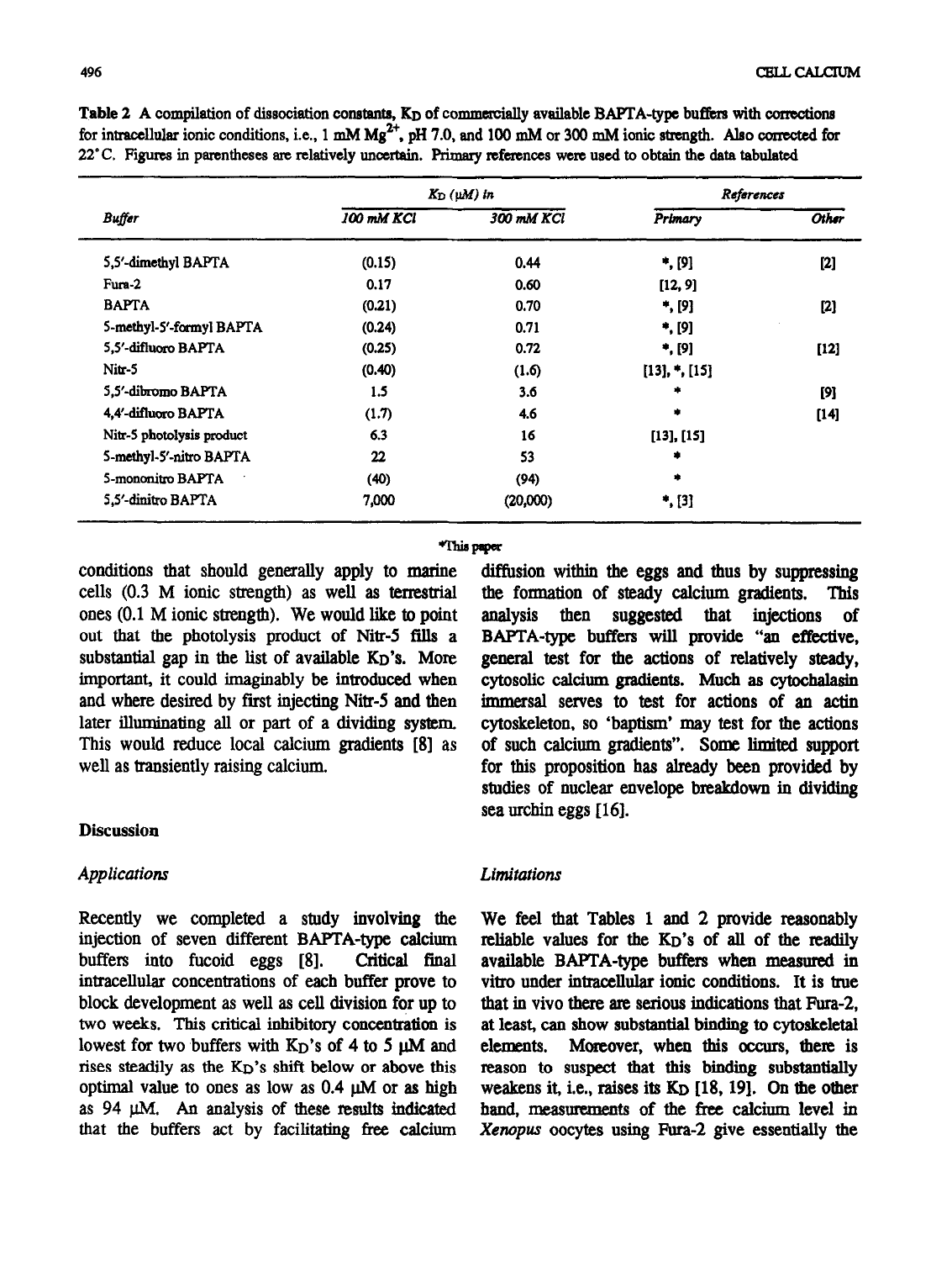**Table 2** A compilation of dissociation constants, $K_D$ of commercially available BAPTA-type buffers with corrections for intracellular ionic conditions, i.e., 1 mM $Mg^{2+}$, pH 7.0, and 100 mM or 300 mM ionic strength. Also corrected for 22°C. Figures in parentheses are relatively uncertain. Primary references were used to obtain the data tabulated

| Buffer | $K_D$ (μM) in | | References | |
|---|---|---|---|---|
| | 100 mM KCl | 300 mM KCl | Primary | Other |
| 5,5′-dimethyl BAPTA | (0.15) | 0.44 | *, [9] | [2] |
| Fura-2 | 0.17 | 0.60 | [12, 9] | |
| BAPTA | (0.21) | 0.70 | *, [9] | [2] |
| 5-methyl-5′-formyl BAPTA | (0.24) | 0.71 | *, [9] | |
| 5,5′-difluoro BAPTA | (0.25) | 0.72 | *, [9] | [12] |
| Nitr-5 | (0.40) | (1.6) | [13], *, [15] | |
| 5,5′-dibromo BAPTA | 1.5 | 3.6 | * | [9] |
| 4,4′-difluoro BAPTA | (1.7) | 4.6 | * | [14] |
| Nitr-5 photolysis product | 6.3 | 16 | [13], [15] | |
| 5-methyl-5′-nitro BAPTA | 22 | 53 | * | |
| 5-mononitro BAPTA | (40) | (94) | * | |
| 5,5′-dinitro BAPTA | 7,000 | (20,000) | *, [3] | |

*This paper

conditions that should generally apply to marine cells (0.3 M ionic strength) as well as terrestrial ones (0.1 M ionic strength). We would like to point out that the photolysis product of Nitr-5 fills a substantial gap in the list of available $K_D$'s. More important, it could imaginably be introduced when and where desired by first injecting Nitr-5 and then later illuminating all or part of a dividing system. This would reduce local calcium gradients [8] as well as transiently raising calcium.

## Discussion

### *Applications*

Recently we completed a study involving the injection of seven different BAPTA-type calcium buffers into fucoid eggs [8]. Critical final intracellular concentrations of each buffer prove to block development as well as cell division for up to two weeks. This critical inhibitory concentration is lowest for two buffers with $K_D$'s of 4 to 5 μM and rises steadily as the $K_D$'s shift below or above this optimal value to ones as low as 0.4 μM or as high as 94 μM. An analysis of these results indicated that the buffers act by facilitating free calcium diffusion within the eggs and thus by suppressing the formation of steady calcium gradients. This analysis then suggested that injections of BAPTA-type buffers will provide "an effective, general test for the actions of relatively steady, cytosolic calcium gradients. Much as cytochalasin immersal serves to test for actions of an actin cytoskeleton, so 'baptism' may test for the actions of such calcium gradients". Some limited support for this proposition has already been provided by studies of nuclear envelope breakdown in dividing sea urchin eggs [16].

### *Limitations*

We feel that Tables 1 and 2 provide reasonably reliable values for the $K_D$'s of all of the readily available BAPTA-type buffers when measured in vitro under intracellular ionic conditions. It is true that in vivo there are serious indications that Fura-2, at least, can show substantial binding to cytoskeletal elements. Moreover, when this occurs, there is reason to suspect that this binding substantially weakens it, i.e., raises its $K_D$ [18, 19]. On the other hand, measurements of the free calcium level in *Xenopus* oocytes using Fura-2 give essentially the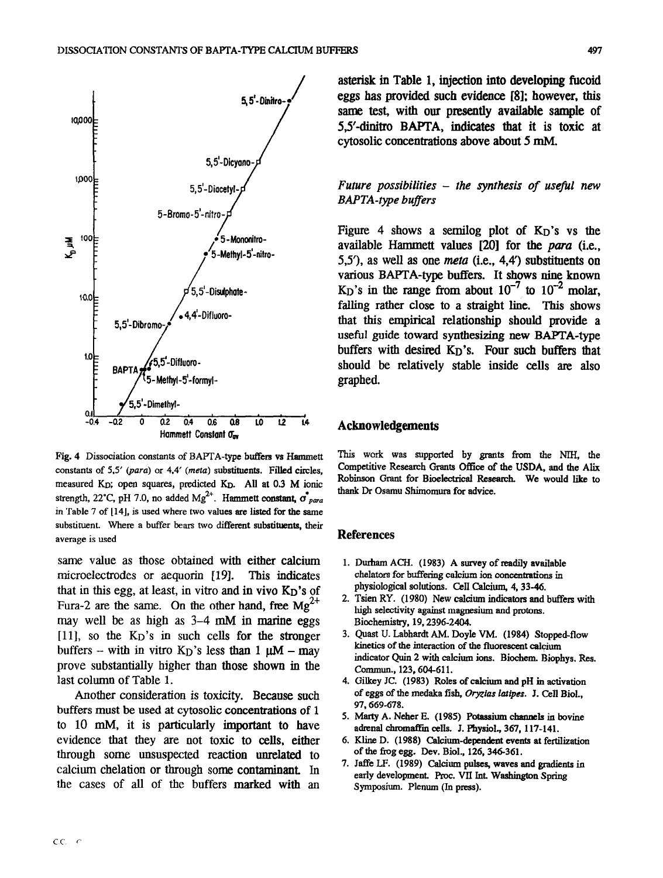same value as those obtained with either calcium microelectrodes or aequorin [19]. This indicates that in this egg, at least, in vitro and in vivo $K_D$'s of Fura-2 are the same. On the other hand, free $Mg^{2+}$ may well be as high as 3–4 mM in marine eggs [11], so the $K_D$'s in such cells for the stronger buffers – with in vitro $K_D$'s less than 1 µM – may prove substantially higher than those shown in the last column of Table 1.

Another consideration is toxicity. Because such buffers must be used at cytosolic concentrations of 1 to 10 mM, it is particularly important to have evidence that they are not toxic to cells, either through some unsuspected reaction unrelated to calcium chelation or through some contaminant. In the cases of all of the buffers marked with an asterisk in Table 1, injection into developing fucoid eggs has provided such evidence [8]; however, this same test, with our presently available sample of 5,5′-dinitro BAPTA, indicates that it is toxic at cytosolic concentrations above about 5 mM.

Fig. 4 Dissociation constants of BAPTA-type buffers vs Hammett constants of 5,5′ (*para*) or 4,4′ (*meta*) substituents. Filled circles, measured $K_D$; open squares, predicted $K_D$. All at 0.3 M ionic strength, 22°C, pH 7.0, no added $Mg^{2+}$. Hammett constant, $\sigma^*_{para}$ in Table 7 of [14], is used where two values are listed for the same substituent. Where a buffer bears two different substituents, their average is used

*Future possibilities – the synthesis of useful new BAPTA-type buffers*

Figure 4 shows a semilog plot of $K_D$'s vs the available Hammett values [20] for the *para* (i.e., 5,5′), as well as one *meta* (i.e., 4,4′) substituents on various BAPTA-type buffers. It shows nine known $K_D$'s in the range from about $10^{-7}$ to $10^{-2}$ molar, falling rather close to a straight line. This shows that this empirical relationship should provide a useful guide toward synthesizing new BAPTA-type buffers with desired $K_D$'s. Four such buffers that should be relatively stable inside cells are also graphed.

## Acknowledgements

This work was supported by grants from the NIH, the Competitive Research Grants Office of the USDA, and the Alix Robinson Grant for Bioelectrical Research. We would like to thank Dr Osamu Shimomura for advice.

## References

1. Durham ACH. (1983) A survey of readily available chelators for buffering calcium ion concentrations in physiological solutions. Cell Calcium, 4, 33-46.
2. Tsien RY. (1980) New calcium indicators and buffers with high selectivity against magnesium and protons. Biochemistry, 19, 2396-2404.
3. Quast U. Labhardt AM. Doyle VM. (1984) Stopped-flow kinetics of the interaction of the fluorescent calcium indicator Quin 2 with calcium ions. Biochem. Biophys. Res. Commun., 123, 604-611.
4. Gilkey JC. (1983) Roles of calcium and pH in activation of eggs of the medaka fish, *Oryzias latipes*. J. Cell Biol., 97, 669-678.
5. Marty A. Neher E. (1985) Potassium channels in bovine adrenal chromaffin cells. J. Physiol., 367, 117-141.
6. Kline D. (1988) Calcium-dependent events at fertilization of the frog egg. Dev. Biol., 126, 346-361.
7. Jaffe LF. (1989) Calcium pulses, waves and gradients in early development. Proc. VII Int. Washington Spring Symposium. Plenum (In press).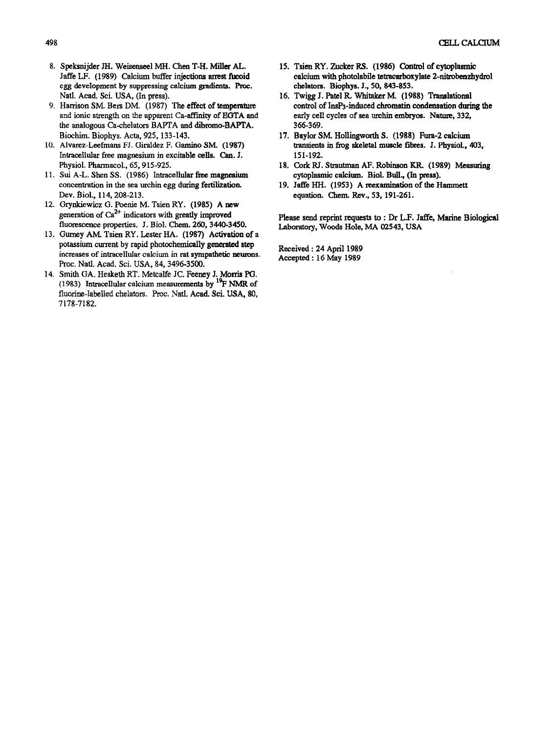8. Speksnijder JH. Weisenseel MH. Chen T-H. Miller AL. Jaffe LF. (1989) Calcium buffer injections arrest fucoid egg development by suppressing calcium gradients. Proc. Natl. Acad. Sci. USA, (In press).
9. Harrison SM. Bers DM. (1987) The effect of temperature and ionic strength on the apparent Ca-affinity of EGTA and the analogous Ca-chelators BAPTA and dibromo-BAPTA. Biochim. Biophys. Acta, 925, 133-143.
10. Alvarez-Leefmans FJ. Giraldez F. Gamino SM. (1987) Intracellular free magnesium in excitable cells. Can. J. Physiol. Pharmacol., 65, 915-925.
11. Sui A-L. Shen SS. (1986) Intracellular free magnesium concentration in the sea urchin egg during fertilization. Dev. Biol., 114, 208-213.
12. Grynkiewicz G. Poenie M. Tsien RY. (1985) A new generation of $Ca^{2+}$ indicators with greatly improved fluorescence properties. J. Biol. Chem. 260, 3440-3450.
13. Gurney AM. Tsien RY. Lester HA. (1987) Activation of a potassium current by rapid photochemically generated step increases of intracellular calcium in rat sympathetic neurons. Proc. Natl. Acad. Sci. USA, 84, 3496-3500.
14. Smith GA. Hesketh RT. Metcalfe JC. Feeney J. Morris PG. (1983) Intracellular calcium measurements by $^{19}F$ NMR of fluorine-labelled chelators. Proc. Natl. Acad. Sci. USA, 80, 7178-7182.
15. Tsien RY. Zucker RS. (1986) Control of cytoplasmic calcium with photolabile tetracarboxylate 2-nitrobenzhydrol chelators. Biophys. J., 50, 843-853.
16. Twigg J. Patel R. Whitaker M. (1988) Translational control of $InsP_3$-induced chromatin condensation during the early cell cycles of sea urchin embryos. Nature, 332, 366-369.
17. Baylor SM. Hollingworth S. (1988) Fura-2 calcium transients in frog skeletal muscle fibres. J. Physiol., 403, 151-192.
18. Cork RJ. Strautman AF. Robinson KR. (1989) Measuring cytoplasmic calcium. Biol. Bull., (In press).
19. Jaffe HH. (1953) A reexamination of the Hammett equation. Chem. Rev., 53, 191-261.

Please send reprint requests to : Dr L.F. Jaffe, Marine Biological Laboratory, Woods Hole, MA 02543, USA

Received : 24 April 1989
Accepted : 16 May 1989